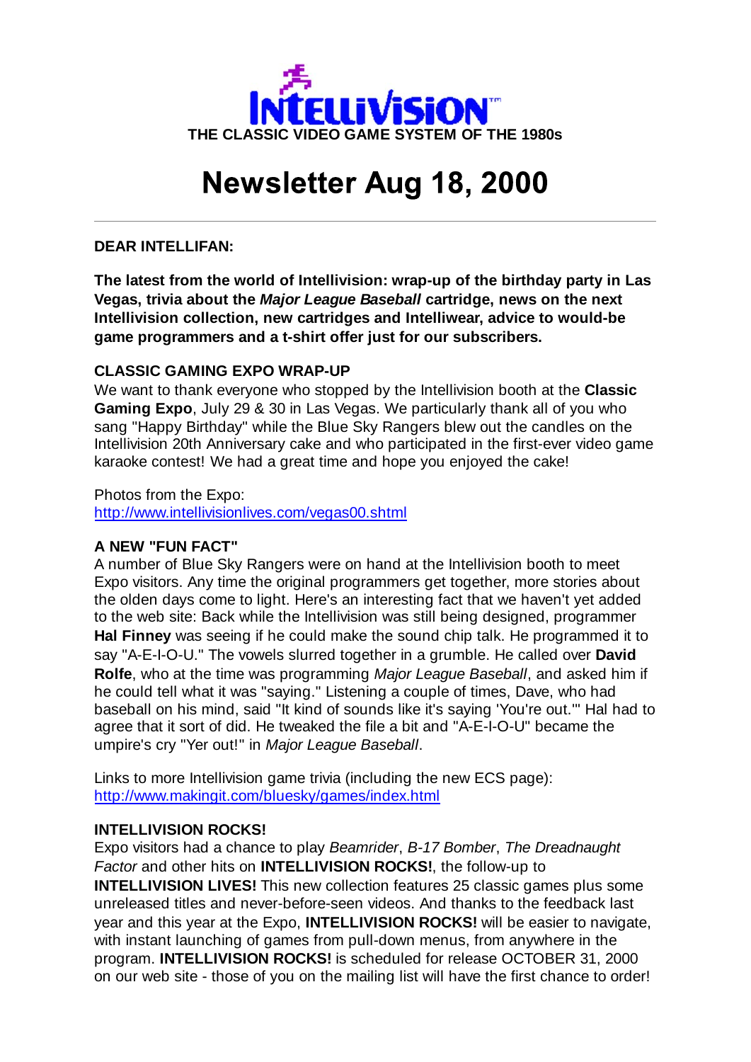# INTELLIVISION™

THE CLASSIC VIDEO GAME SYSTEM OF THE 1980s

# Newsletter Aug 18, 2000

---

**DEAR INTELLIFAN:**

**The latest from the world of Intellivision: wrap-up of the birthday party in Las Vegas, trivia about the *Major League Baseball* cartridge, news on the next Intellivision collection, new cartridges and Intelliwear, advice to would-be game programmers and a t-shirt offer just for our subscribers.**

**CLASSIC GAMING EXPO WRAP-UP**

We want to thank everyone who stopped by the Intellivision booth at the **Classic Gaming Expo**, July 29 & 30 in Las Vegas. We particularly thank all of you who sang "Happy Birthday" while the Blue Sky Rangers blew out the candles on the Intellivision 20th Anniversary cake and who participated in the first-ever video game karaoke contest! We had a great time and hope you enjoyed the cake!

Photos from the Expo:
http://www.intellivisionlives.com/vegas00.shtml

**A NEW "FUN FACT"**

A number of Blue Sky Rangers were on hand at the Intellivision booth to meet Expo visitors. Any time the original programmers get together, more stories about the olden days come to light. Here's an interesting fact that we haven't yet added to the web site: Back while the Intellivision was still being designed, programmer **Hal Finney** was seeing if he could make the sound chip talk. He programmed it to say "A-E-I-O-U." The vowels slurred together in a grumble. He called over **David Rolfe**, who at the time was programming *Major League Baseball*, and asked him if he could tell what it was "saying." Listening a couple of times, Dave, who had baseball on his mind, said "It kind of sounds like it's saying 'You're out.'" Hal had to agree that it sort of did. He tweaked the file a bit and "A-E-I-O-U" became the umpire's cry "Yer out!" in *Major League Baseball*.

Links to more Intellivision game trivia (including the new ECS page):
http://www.makingit.com/bluesky/games/index.html

**INTELLIVISION ROCKS!**

Expo visitors had a chance to play *Beamrider*, *B-17 Bomber*, *The Dreadnaught Factor* and other hits on **INTELLIVISION ROCKS!**, the follow-up to **INTELLIVISION LIVES!** This new collection features 25 classic games plus some unreleased titles and never-before-seen videos. And thanks to the feedback last year and this year at the Expo, **INTELLIVISION ROCKS!** will be easier to navigate, with instant launching of games from pull-down menus, from anywhere in the program. **INTELLIVISION ROCKS!** is scheduled for release OCTOBER 31, 2000 on our web site - those of you on the mailing list will have the first chance to order!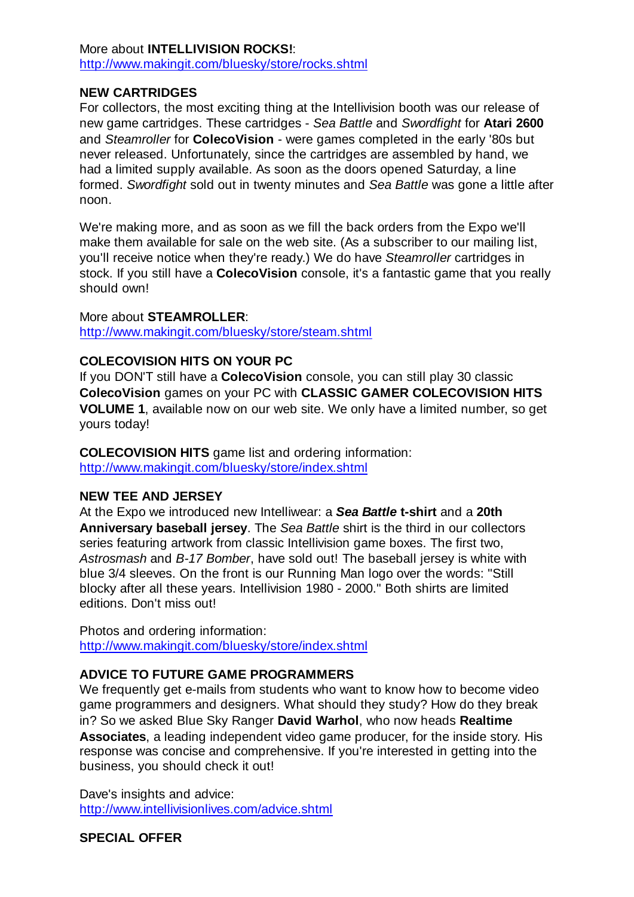More about **INTELLIVISION ROCKS!**:
http://www.makingit.com/bluesky/store/rocks.shtml

**NEW CARTRIDGES**
For collectors, the most exciting thing at the Intellivision booth was our release of new game cartridges. These cartridges - *Sea Battle* and *Swordfight* for **Atari 2600** and *Steamroller* for **ColecoVision** - were games completed in the early '80s but never released. Unfortunately, since the cartridges are assembled by hand, we had a limited supply available. As soon as the doors opened Saturday, a line formed. *Swordfight* sold out in twenty minutes and *Sea Battle* was gone a little after noon.

We're making more, and as soon as we fill the back orders from the Expo we'll make them available for sale on the web site. (As a subscriber to our mailing list, you'll receive notice when they're ready.) We do have *Steamroller* cartridges in stock. If you still have a **ColecoVision** console, it's a fantastic game that you really should own!

More about **STEAMROLLER**:
http://www.makingit.com/bluesky/store/steam.shtml

**COLECOVISION HITS ON YOUR PC**
If you DON'T still have a **ColecoVision** console, you can still play 30 classic **ColecoVision** games on your PC with **CLASSIC GAMER COLECOVISION HITS VOLUME 1**, available now on our web site. We only have a limited number, so get yours today!

**COLECOVISION HITS** game list and ordering information:
http://www.makingit.com/bluesky/store/index.shtml

**NEW TEE AND JERSEY**
At the Expo we introduced new Intelliwear: a ***Sea Battle* t-shirt** and a **20th Anniversary baseball jersey**. The *Sea Battle* shirt is the third in our collectors series featuring artwork from classic Intellivision game boxes. The first two, *Astrosmash* and *B-17 Bomber*, have sold out! The baseball jersey is white with blue 3/4 sleeves. On the front is our Running Man logo over the words: "Still blocky after all these years. Intellivision 1980 - 2000." Both shirts are limited editions. Don't miss out!

Photos and ordering information:
http://www.makingit.com/bluesky/store/index.shtml

**ADVICE TO FUTURE GAME PROGRAMMERS**
We frequently get e-mails from students who want to know how to become video game programmers and designers. What should they study? How do they break in? So we asked Blue Sky Ranger **David Warhol**, who now heads **Realtime Associates**, a leading independent video game producer, for the inside story. His response was concise and comprehensive. If you're interested in getting into the business, you should check it out!

Dave's insights and advice:
http://www.intellivisionlives.com/advice.shtml

**SPECIAL OFFER**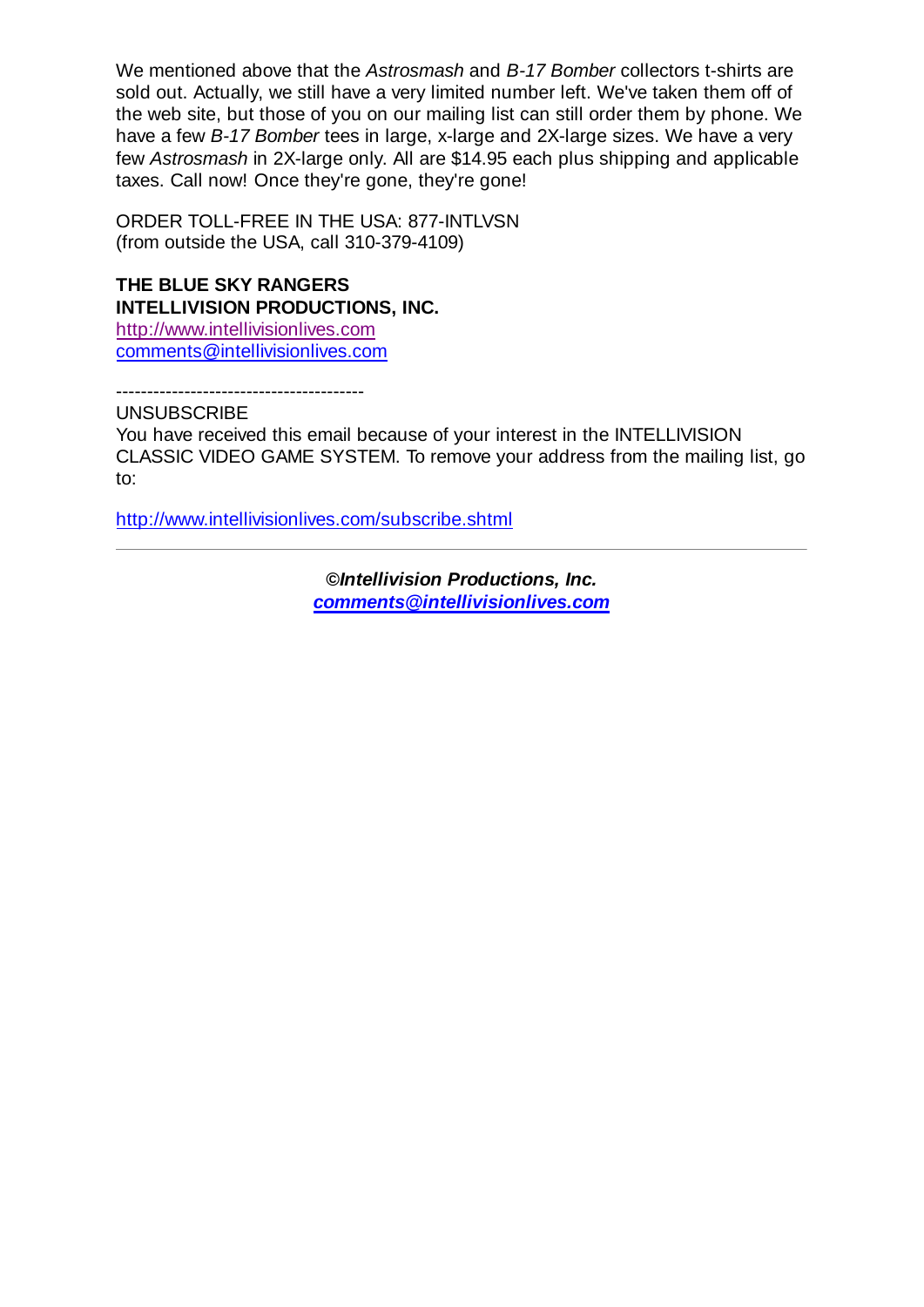We mentioned above that the *Astrosmash* and *B-17 Bomber* collectors t-shirts are sold out. Actually, we still have a very limited number left. We've taken them off of the web site, but those of you on our mailing list can still order them by phone. We have a few *B-17 Bomber* tees in large, x-large and 2X-large sizes. We have a very few *Astrosmash* in 2X-large only. All are $14.95 each plus shipping and applicable taxes. Call now! Once they're gone, they're gone!

ORDER TOLL-FREE IN THE USA: 877-INTLVSN
(from outside the USA, call 310-379-4109)

**THE BLUE SKY RANGERS**
**INTELLIVISION PRODUCTIONS, INC.**
http://www.intellivisionlives.com
comments@intellivisionlives.com

----------------------------------------
UNSUBSCRIBE
You have received this email because of your interest in the INTELLIVISION CLASSIC VIDEO GAME SYSTEM. To remove your address from the mailing list, go to:

http://www.intellivisionlives.com/subscribe.shtml

---

***©Intellivision Productions, Inc.***
***comments@intellivisionlives.com***